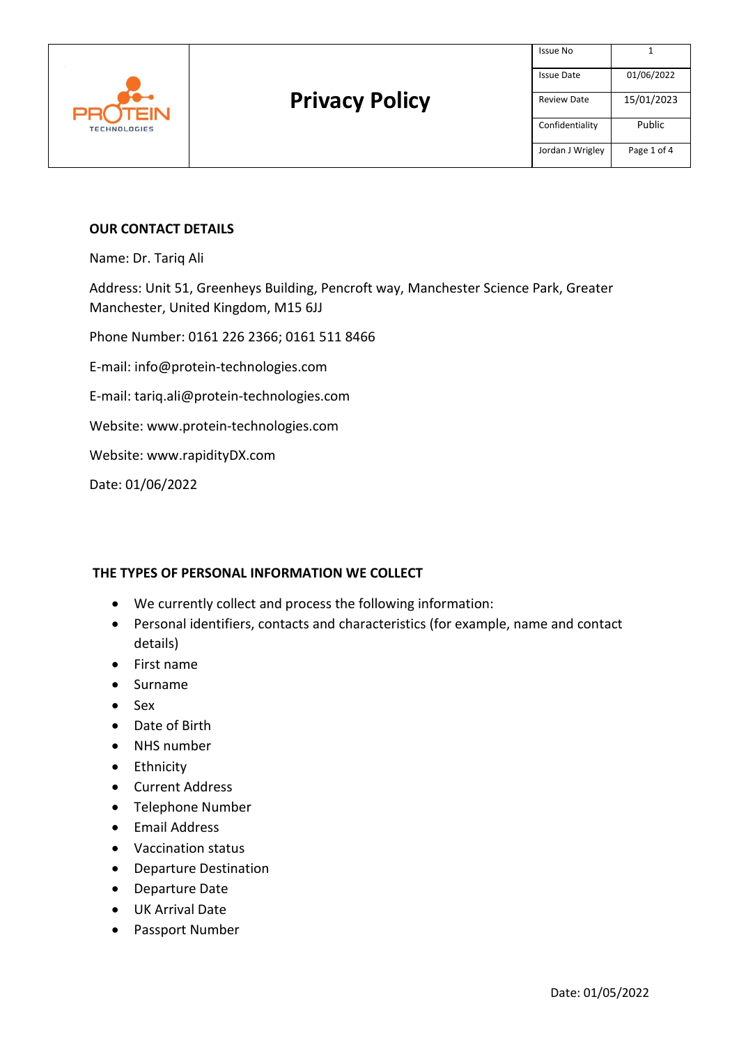| PROTEIN TECHNOLOGIES | Privacy Policy | Issue No | 1 |
| --- | --- | --- | --- |
| | | Issue Date | 01/06/2022 |
| | | Review Date | 15/01/2023 |
| | | Confidentiality | Public |
| | | Jordan J Wrigley | Page 1 of 4 |

## OUR CONTACT DETAILS

Name: Dr. Tariq Ali

Address: Unit 51, Greenheys Building, Pencroft way, Manchester Science Park, Greater Manchester, United Kingdom, M15 6JJ

Phone Number: 0161 226 2366; 0161 511 8466

E-mail: info@protein-technologies.com

E-mail: tariq.ali@protein-technologies.com

Website: www.protein-technologies.com

Website: www.rapidityDX.com

Date: 01/06/2022

## THE TYPES OF PERSONAL INFORMATION WE COLLECT

- We currently collect and process the following information:
- Personal identifiers, contacts and characteristics (for example, name and contact details)
- First name
- Surname
- Sex
- Date of Birth
- NHS number
- Ethnicity
- Current Address
- Telephone Number
- Email Address
- Vaccination status
- Departure Destination
- Departure Date
- UK Arrival Date
- Passport Number

Date: 01/05/2022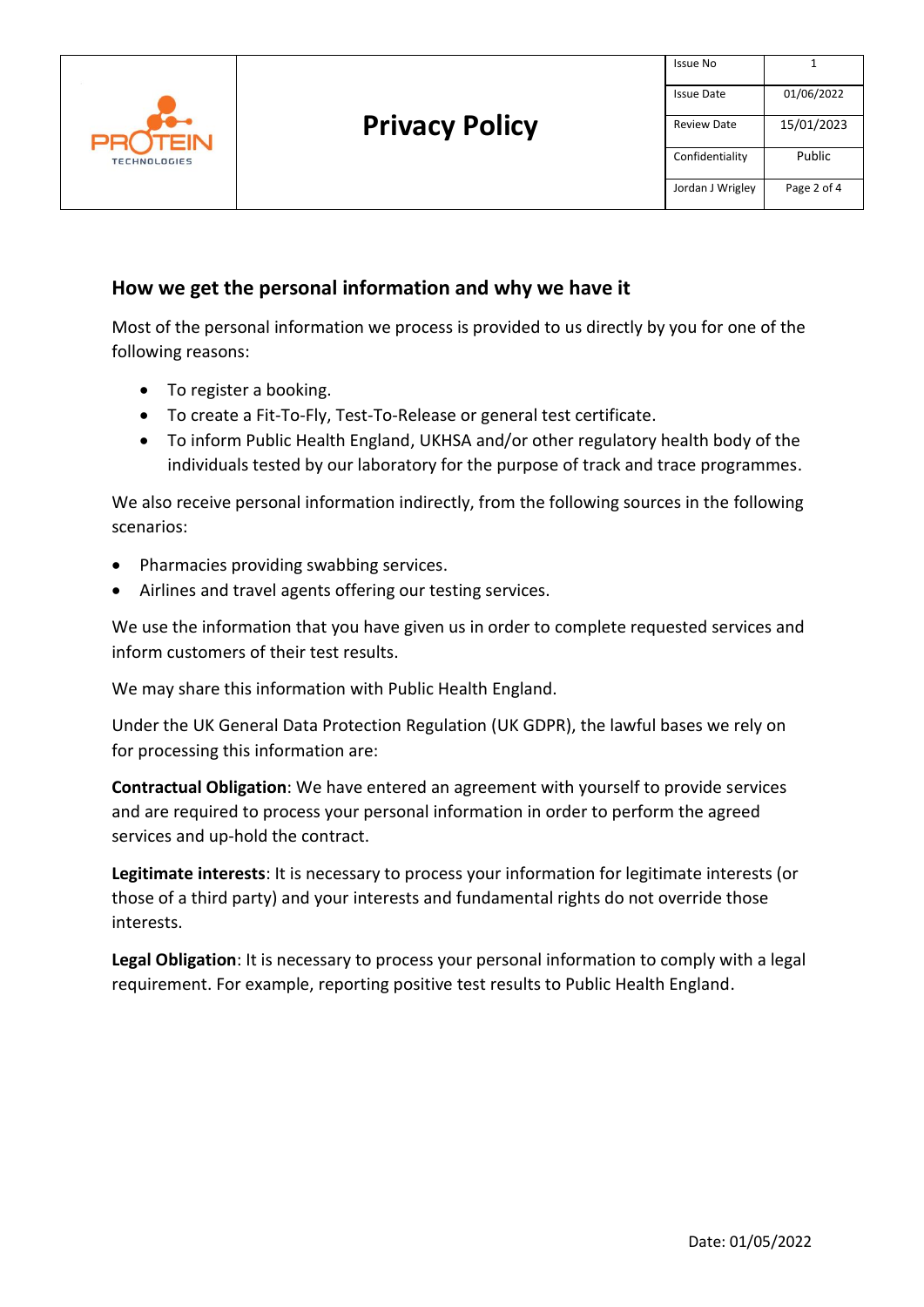## How we get the personal information and why we have it

Most of the personal information we process is provided to us directly by you for one of the following reasons:

- To register a booking.
- To create a Fit-To-Fly, Test-To-Release or general test certificate.
- To inform Public Health England, UKHSA and/or other regulatory health body of the individuals tested by our laboratory for the purpose of track and trace programmes.

We also receive personal information indirectly, from the following sources in the following scenarios:

- Pharmacies providing swabbing services.
- Airlines and travel agents offering our testing services.

We use the information that you have given us in order to complete requested services and inform customers of their test results.

We may share this information with Public Health England.

Under the UK General Data Protection Regulation (UK GDPR), the lawful bases we rely on for processing this information are:

**Contractual Obligation**: We have entered an agreement with yourself to provide services and are required to process your personal information in order to perform the agreed services and up-hold the contract.

**Legitimate interests**: It is necessary to process your information for legitimate interests (or those of a third party) and your interests and fundamental rights do not override those interests.

**Legal Obligation**: It is necessary to process your personal information to comply with a legal requirement. For example, reporting positive test results to Public Health England.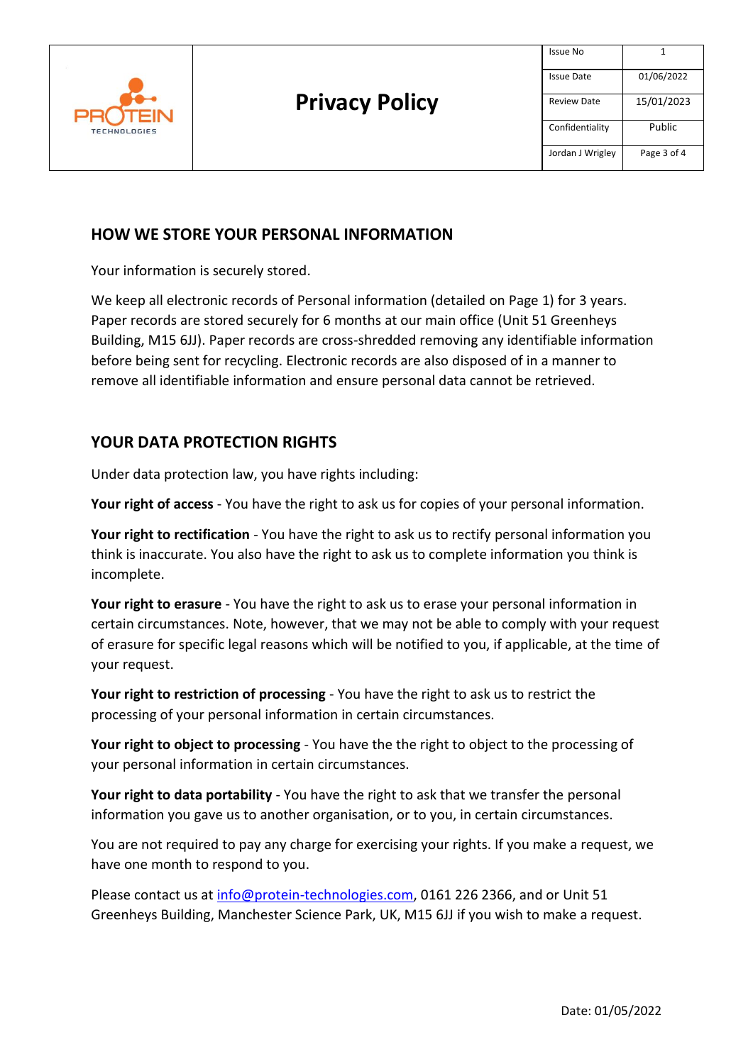## HOW WE STORE YOUR PERSONAL INFORMATION

Your information is securely stored.

We keep all electronic records of Personal information (detailed on Page 1) for 3 years. Paper records are stored securely for 6 months at our main office (Unit 51 Greenheys Building, M15 6JJ). Paper records are cross-shredded removing any identifiable information before being sent for recycling. Electronic records are also disposed of in a manner to remove all identifiable information and ensure personal data cannot be retrieved.

## YOUR DATA PROTECTION RIGHTS

Under data protection law, you have rights including:

**Your right of access** - You have the right to ask us for copies of your personal information.

**Your right to rectification** - You have the right to ask us to rectify personal information you think is inaccurate. You also have the right to ask us to complete information you think is incomplete.

**Your right to erasure** - You have the right to ask us to erase your personal information in certain circumstances. Note, however, that we may not be able to comply with your request of erasure for specific legal reasons which will be notified to you, if applicable, at the time of your request.

**Your right to restriction of processing** - You have the right to ask us to restrict the processing of your personal information in certain circumstances.

**Your right to object to processing** - You have the the right to object to the processing of your personal information in certain circumstances.

**Your right to data portability** - You have the right to ask that we transfer the personal information you gave us to another organisation, or to you, in certain circumstances.

You are not required to pay any charge for exercising your rights. If you make a request, we have one month to respond to you.

Please contact us at info@protein-technologies.com, 0161 226 2366, and or Unit 51 Greenheys Building, Manchester Science Park, UK, M15 6JJ if you wish to make a request.

Date: 01/05/2022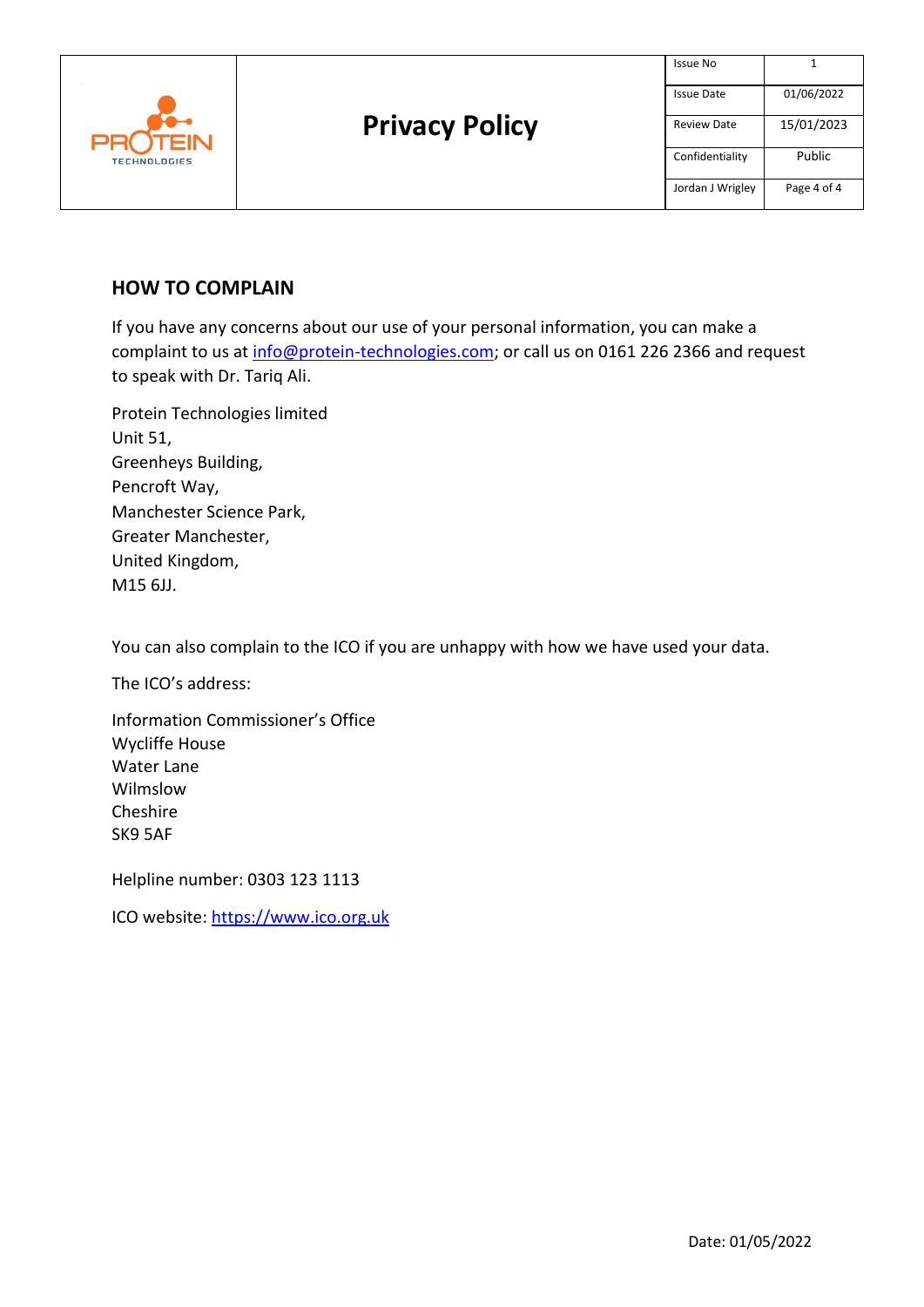## HOW TO COMPLAIN

If you have any concerns about our use of your personal information, you can make a complaint to us at info@protein-technologies.com; or call us on 0161 226 2366 and request to speak with Dr. Tariq Ali.

Protein Technologies limited  
Unit 51,  
Greenheys Building,  
Pencroft Way,  
Manchester Science Park,  
Greater Manchester,  
United Kingdom,  
M15 6JJ.

You can also complain to the ICO if you are unhappy with how we have used your data.

The ICO's address:

Information Commissioner's Office  
Wycliffe House  
Water Lane  
Wilmslow  
Cheshire  
SK9 5AF

Helpline number: 0303 123 1113

ICO website: https://www.ico.org.uk

Date: 01/05/2022